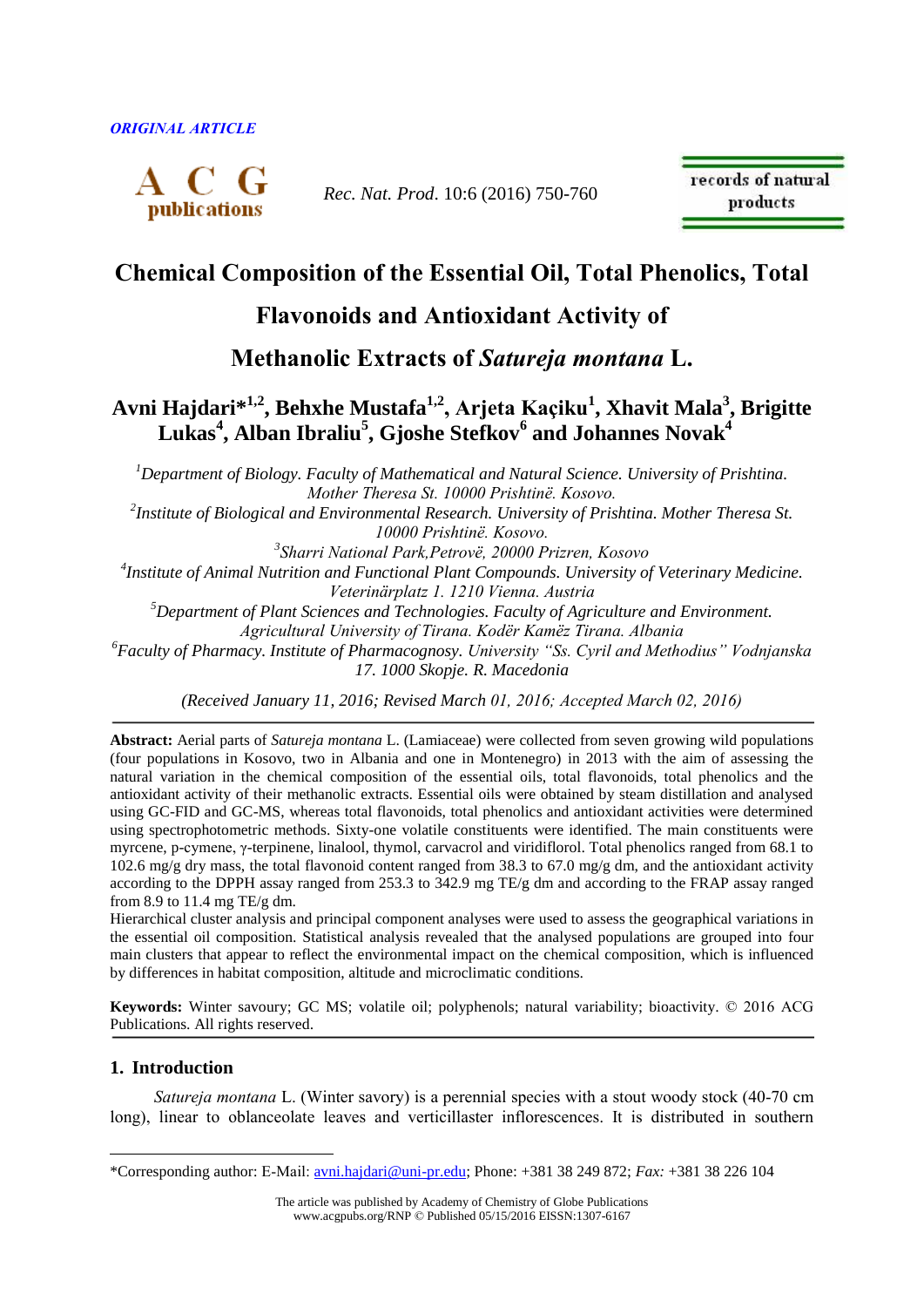ORIGINAL ARTICLE

# Chemical Composition of the Essential Oil, Total Phenolics, Total Flavonoids and Antioxidant Activity of Methanolic Extracts of *Satureja montana* L.

**Avni Hajdari*[1,2], Behxhe Mustafa[1,2], Arjeta Kaçiku[1], Xhavit Mala[3], Brigitte Lukas[4], Alban Ibraliu[5], Gjoshe Stefkov[6] and Johannes Novak[4]**

*[1]Department of Biology. Faculty of Mathematical and Natural Science. University of Prishtina. Mother Theresa St. 10000 Prishtinë. Kosovo.*
*[2]Institute of Biological and Environmental Research. University of Prishtina. Mother Theresa St. 10000 Prishtinë. Kosovo.*
*[3]Sharri National Park,Petrovë, 20000 Prizren, Kosovo*
*[4]Institute of Animal Nutrition and Functional Plant Compounds. University of Veterinary Medicine. Veterinärplatz 1. 1210 Vienna. Austria*
*[5]Department of Plant Sciences and Technologies. Faculty of Agriculture and Environment. Agricultural University of Tirana. Kodër Kamëz Tirana. Albania*
*[6]Faculty of Pharmacy. Institute of Pharmacognosy. University "Ss. Cyril and Methodius" Vodnjanska 17. 1000 Skopje. R. Macedonia*

*(Received January 11, 2016; Revised March 01, 2016; Accepted March 02, 2016)*

---

**Abstract:** Aerial parts of *Satureja montana* L. (Lamiaceae) were collected from seven growing wild populations (four populations in Kosovo, two in Albania and one in Montenegro) in 2013 with the aim of assessing the natural variation in the chemical composition of the essential oils, total flavonoids, total phenolics and the antioxidant activity of their methanolic extracts. Essential oils were obtained by steam distillation and analysed using GC-FID and GC-MS, whereas total flavonoids, total phenolics and antioxidant activities were determined using spectrophotometric methods. Sixty-one volatile constituents were identified. The main constituents were myrcene, p-cymene, γ-terpinene, linalool, thymol, carvacrol and viridiflorol. Total phenolics ranged from 68.1 to 102.6 mg/g dry mass, the total flavonoid content ranged from 38.3 to 67.0 mg/g dm, and the antioxidant activity according to the DPPH assay ranged from 253.3 to 342.9 mg TE/g dm and according to the FRAP assay ranged from 8.9 to 11.4 mg TE/g dm.
Hierarchical cluster analysis and principal component analyses were used to assess the geographical variations in the essential oil composition. Statistical analysis revealed that the analysed populations are grouped into four main clusters that appear to reflect the environmental impact on the chemical composition, which is influenced by differences in habitat composition, altitude and microclimatic conditions.

**Keywords:** Winter savoury; GC MS; volatile oil; polyphenols; natural variability; bioactivity. © 2016 ACG Publications. All rights reserved.

---

## 1. Introduction

*Satureja montana* L. (Winter savory) is a perennial species with a stout woody stock (40-70 cm long), linear to oblanceolate leaves and verticillaster inflorescences. It is distributed in southern

*Corresponding author: E-Mail: avni.hajdari@uni-pr.edu; Phone: +381 38 249 872; *Fax:* +381 38 226 104

The article was published by Academy of Chemistry of Globe Publications
www.acgpubs.org/RNP © Published 05/15/2016 EISSN:1307-6167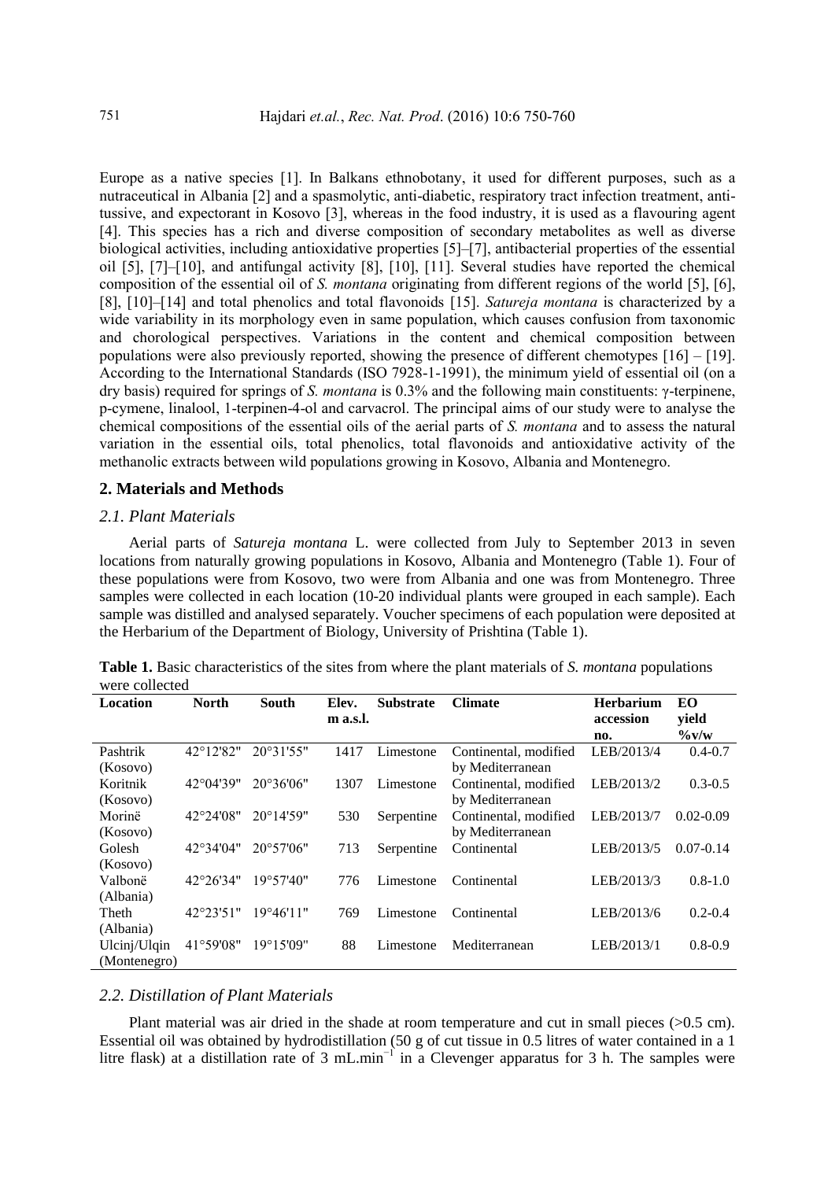Europe as a native species [1]. In Balkans ethnobotany, it used for different purposes, such as a nutraceutical in Albania [2] and a spasmolytic, anti-diabetic, respiratory tract infection treatment, anti-tussive, and expectorant in Kosovo [3], whereas in the food industry, it is used as a flavouring agent [4]. This species has a rich and diverse composition of secondary metabolites as well as diverse biological activities, including antioxidative properties [5]–[7], antibacterial properties of the essential oil [5], [7]–[10], and antifungal activity [8], [10], [11]. Several studies have reported the chemical composition of the essential oil of *S. montana* originating from different regions of the world [5], [6], [8], [10]–[14] and total phenolics and total flavonoids [15]. *Satureja montana* is characterized by a wide variability in its morphology even in same population, which causes confusion from taxonomic and chorological perspectives. Variations in the content and chemical composition between populations were also previously reported, showing the presence of different chemotypes [16] – [19]. According to the International Standards (ISO 7928-1-1991), the minimum yield of essential oil (on a dry basis) required for springs of *S. montana* is 0.3% and the following main constituents: γ-terpinene, p-cymene, linalool, 1-terpinen-4-ol and carvacrol. The principal aims of our study were to analyse the chemical compositions of the essential oils of the aerial parts of *S. montana* and to assess the natural variation in the essential oils, total phenolics, total flavonoids and antioxidative activity of the methanolic extracts between wild populations growing in Kosovo, Albania and Montenegro.

## 2. Materials and Methods

### *2.1. Plant Materials*

Aerial parts of *Satureja montana* L. were collected from July to September 2013 in seven locations from naturally growing populations in Kosovo, Albania and Montenegro (Table 1). Four of these populations were from Kosovo, two were from Albania and one was from Montenegro. Three samples were collected in each location (10-20 individual plants were grouped in each sample). Each sample was distilled and analysed separately. Voucher specimens of each population were deposited at the Herbarium of the Department of Biology, University of Prishtina (Table 1).

**Table 1.** Basic characteristics of the sites from where the plant materials of *S. montana* populations were collected

| Location | North | South | Elev. m a.s.l. | Substrate | Climate | Herbarium accession no. | EO yield %v/w |
|---|---|---|---|---|---|---|---|
| Pashtrik (Kosovo) | 42°12'82" | 20°31'55" | 1417 | Limestone | Continental, modified by Mediterranean | LEB/2013/4 | 0.4-0.7 |
| Koritnik (Kosovo) | 42°04'39" | 20°36'06" | 1307 | Limestone | Continental, modified by Mediterranean | LEB/2013/2 | 0.3-0.5 |
| Morinë (Kosovo) | 42°24'08" | 20°14'59" | 530 | Serpentine | Continental, modified by Mediterranean | LEB/2013/7 | 0.02-0.09 |
| Golesh (Kosovo) | 42°34'04" | 20°57'06" | 713 | Serpentine | Continental | LEB/2013/5 | 0.07-0.14 |
| Valbonë (Albania) | 42°26'34" | 19°57'40" | 776 | Limestone | Continental | LEB/2013/3 | 0.8-1.0 |
| Theth (Albania) | 42°23'51" | 19°46'11" | 769 | Limestone | Continental | LEB/2013/6 | 0.2-0.4 |
| Ulcinj/Ulqin (Montenegro) | 41°59'08" | 19°15'09" | 88 | Limestone | Mediterranean | LEB/2013/1 | 0.8-0.9 |

### *2.2. Distillation of Plant Materials*

Plant material was air dried in the shade at room temperature and cut in small pieces (>0.5 cm). Essential oil was obtained by hydrodistillation (50 g of cut tissue in 0.5 litres of water contained in a 1 litre flask) at a distillation rate of 3 mL.min$^{-1}$ in a Clevenger apparatus for 3 h. The samples were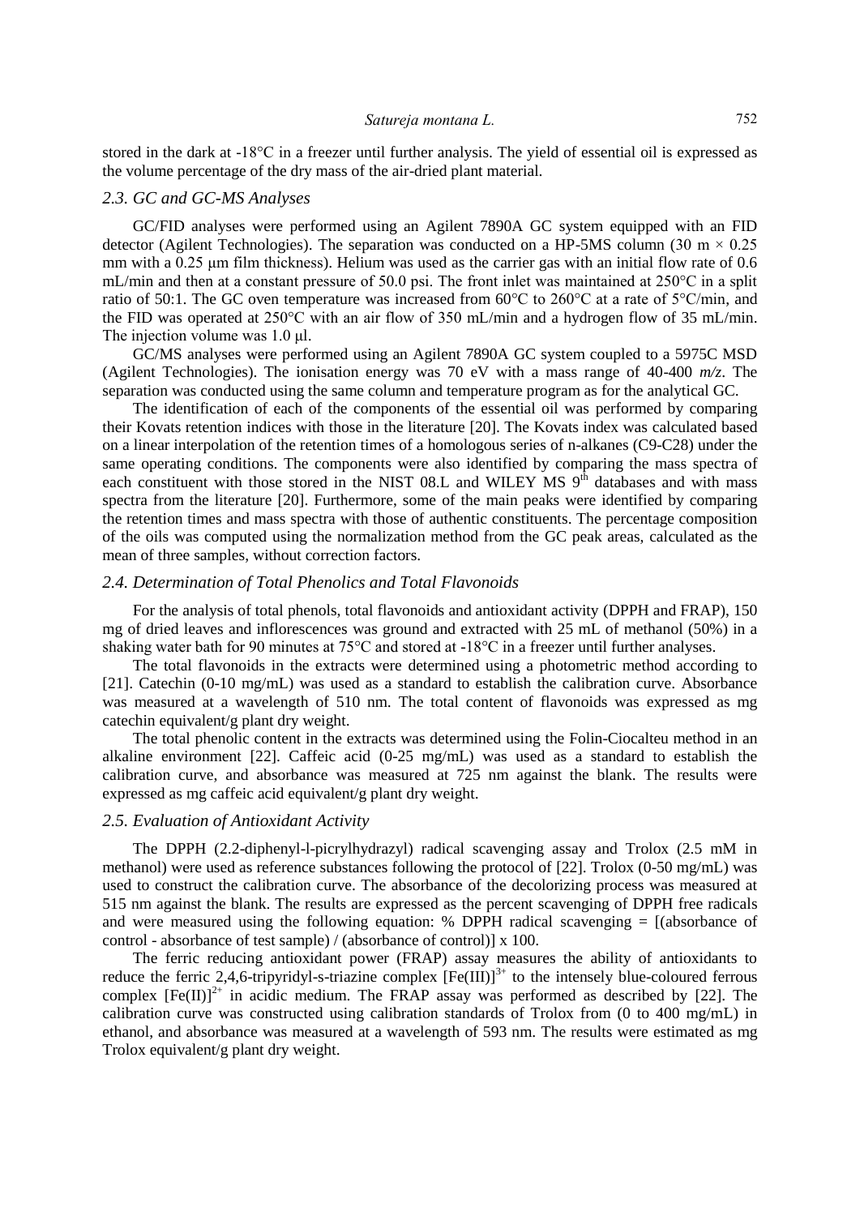stored in the dark at -18°C in a freezer until further analysis. The yield of essential oil is expressed as the volume percentage of the dry mass of the air-dried plant material.

### *2.3. GC and GC-MS Analyses*

GC/FID analyses were performed using an Agilent 7890A GC system equipped with an FID detector (Agilent Technologies). The separation was conducted on a HP-5MS column (30 m × 0.25 mm with a 0.25 µm film thickness). Helium was used as the carrier gas with an initial flow rate of 0.6 mL/min and then at a constant pressure of 50.0 psi. The front inlet was maintained at 250°C in a split ratio of 50:1. The GC oven temperature was increased from 60°C to 260°C at a rate of 5°C/min, and the FID was operated at 250°C with an air flow of 350 mL/min and a hydrogen flow of 35 mL/min. The injection volume was 1.0 µl.

GC/MS analyses were performed using an Agilent 7890A GC system coupled to a 5975C MSD (Agilent Technologies). The ionisation energy was 70 eV with a mass range of 40-400 *m/z*. The separation was conducted using the same column and temperature program as for the analytical GC.

The identification of each of the components of the essential oil was performed by comparing their Kovats retention indices with those in the literature [20]. The Kovats index was calculated based on a linear interpolation of the retention times of a homologous series of n-alkanes (C9-C28) under the same operating conditions. The components were also identified by comparing the mass spectra of each constituent with those stored in the NIST 08.L and WILEY MS 9th databases and with mass spectra from the literature [20]. Furthermore, some of the main peaks were identified by comparing the retention times and mass spectra with those of authentic constituents. The percentage composition of the oils was computed using the normalization method from the GC peak areas, calculated as the mean of three samples, without correction factors.

### *2.4. Determination of Total Phenolics and Total Flavonoids*

For the analysis of total phenols, total flavonoids and antioxidant activity (DPPH and FRAP), 150 mg of dried leaves and inflorescences was ground and extracted with 25 mL of methanol (50%) in a shaking water bath for 90 minutes at 75°C and stored at -18°C in a freezer until further analyses.

The total flavonoids in the extracts were determined using a photometric method according to [21]. Catechin (0-10 mg/mL) was used as a standard to establish the calibration curve. Absorbance was measured at a wavelength of 510 nm. The total content of flavonoids was expressed as mg catechin equivalent/g plant dry weight.

The total phenolic content in the extracts was determined using the Folin-Ciocalteu method in an alkaline environment [22]. Caffeic acid (0-25 mg/mL) was used as a standard to establish the calibration curve, and absorbance was measured at 725 nm against the blank. The results were expressed as mg caffeic acid equivalent/g plant dry weight.

### *2.5. Evaluation of Antioxidant Activity*

The DPPH (2.2-diphenyl-l-picrylhydrazyl) radical scavenging assay and Trolox (2.5 mM in methanol) were used as reference substances following the protocol of [22]. Trolox (0-50 mg/mL) was used to construct the calibration curve. The absorbance of the decolorizing process was measured at 515 nm against the blank. The results are expressed as the percent scavenging of DPPH free radicals and were measured using the following equation: % DPPH radical scavenging = [(absorbance of control - absorbance of test sample) / (absorbance of control)] x 100.

The ferric reducing antioxidant power (FRAP) assay measures the ability of antioxidants to reduce the ferric 2,4,6-tripyridyl-s-triazine complex $[Fe(III)]^{3+}$ to the intensely blue-coloured ferrous complex $[Fe(II)]^{2+}$ in acidic medium. The FRAP assay was performed as described by [22]. The calibration curve was constructed using calibration standards of Trolox from (0 to 400 mg/mL) in ethanol, and absorbance was measured at a wavelength of 593 nm. The results were estimated as mg Trolox equivalent/g plant dry weight.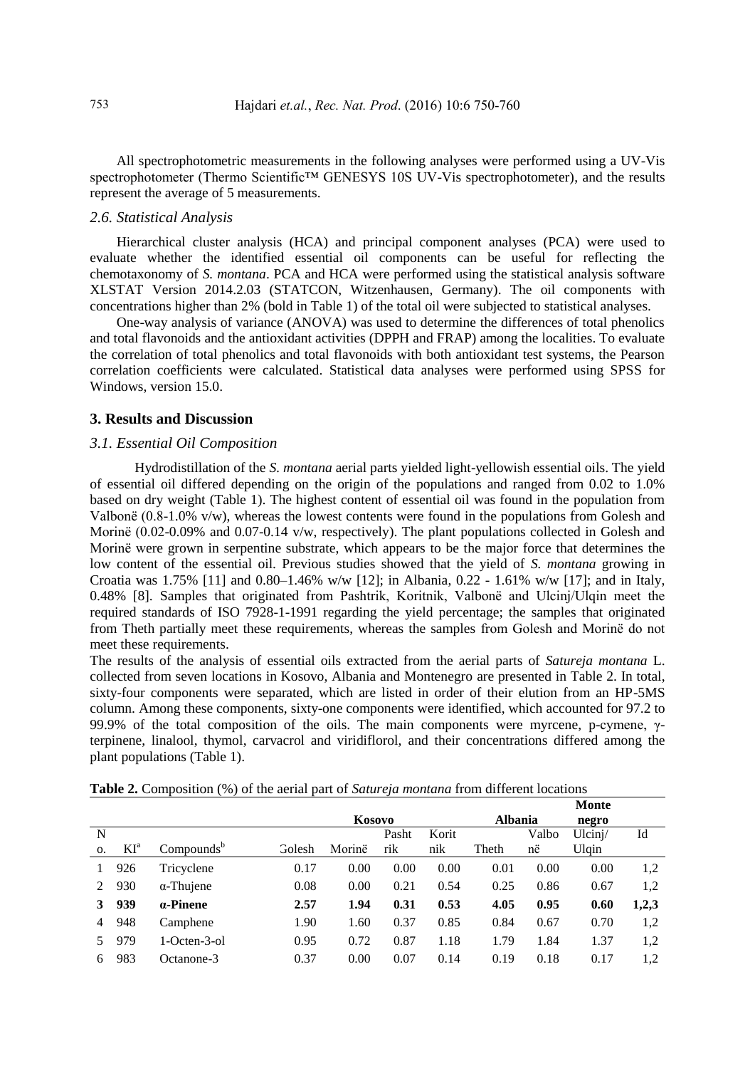All spectrophotometric measurements in the following analyses were performed using a UV-Vis spectrophotometer (Thermo Scientific™ GENESYS 10S UV-Vis spectrophotometer), and the results represent the average of 5 measurements.

### *2.6. Statistical Analysis*

Hierarchical cluster analysis (HCA) and principal component analyses (PCA) were used to evaluate whether the identified essential oil components can be useful for reflecting the chemotaxonomy of *S. montana*. PCA and HCA were performed using the statistical analysis software XLSTAT Version 2014.2.03 (STATCON, Witzenhausen, Germany). The oil components with concentrations higher than 2% (bold in Table 1) of the total oil were subjected to statistical analyses.

One-way analysis of variance (ANOVA) was used to determine the differences of total phenolics and total flavonoids and the antioxidant activities (DPPH and FRAP) among the localities. To evaluate the correlation of total phenolics and total flavonoids with both antioxidant test systems, the Pearson correlation coefficients were calculated. Statistical data analyses were performed using SPSS for Windows, version 15.0.

## 3. Results and Discussion

### *3.1. Essential Oil Composition*

Hydrodistillation of the *S. montana* aerial parts yielded light-yellowish essential oils. The yield of essential oil differed depending on the origin of the populations and ranged from 0.02 to 1.0% based on dry weight (Table 1). The highest content of essential oil was found in the population from Valbonë (0.8-1.0% v/w), whereas the lowest contents were found in the populations from Golesh and Morinë (0.02-0.09% and 0.07-0.14 v/w, respectively). The plant populations collected in Golesh and Morinë were grown in serpentine substrate, which appears to be the major force that determines the low content of the essential oil. Previous studies showed that the yield of *S. montana* growing in Croatia was 1.75% [11] and 0.80–1.46% w/w [12]; in Albania, 0.22 - 1.61% w/w [17]; and in Italy, 0.48% [8]. Samples that originated from Pashtrik, Koritnik, Valbonë and Ulcinj/Ulqin meet the required standards of ISO 7928-1-1991 regarding the yield percentage; the samples that originated from Theth partially meet these requirements, whereas the samples from Golesh and Morinë do not meet these requirements.

The results of the analysis of essential oils extracted from the aerial parts of *Satureja montana* L. collected from seven locations in Kosovo, Albania and Montenegro are presented in Table 2. In total, sixty-four components were separated, which are listed in order of their elution from an HP-5MS column. Among these components, sixty-one components were identified, which accounted for 97.2 to 99.9% of the total composition of the oils. The main components were myrcene, p-cymene, γ-terpinene, linalool, thymol, carvacrol and viridiflorol, and their concentrations differed among the plant populations (Table 1).

**Table 2.** Composition (%) of the aerial part of *Satureja montana* from different locations

| | | | **Kosovo** | | | | **Albania** | | **Montenegro** | |
|---|---|---|---|---|---|---|---|---|---|---|
| No. | KI[a] | Compounds[b] | Golesh | Morinë | Pashtrik | Koritnik | Theth | Valbonë | Ulcinj/ Ulqin | Id |
| 1 | 926 | Tricyclene | 0.17 | 0.00 | 0.00 | 0.00 | 0.01 | 0.00 | 0.00 | 1,2 |
| 2 | 930 | α-Thujene | 0.08 | 0.00 | 0.21 | 0.54 | 0.25 | 0.86 | 0.67 | 1,2 |
| **3** | **939** | **α-Pinene** | **2.57** | **1.94** | **0.31** | **0.53** | **4.05** | **0.95** | **0.60** | **1,2,3** |
| 4 | 948 | Camphene | 1.90 | 1.60 | 0.37 | 0.85 | 0.84 | 0.67 | 0.70 | 1,2 |
| 5 | 979 | 1-Octen-3-ol | 0.95 | 0.72 | 0.87 | 1.18 | 1.79 | 1.84 | 1.37 | 1,2 |
| 6 | 983 | Octanone-3 | 0.37 | 0.00 | 0.07 | 0.14 | 0.19 | 0.18 | 0.17 | 1,2 |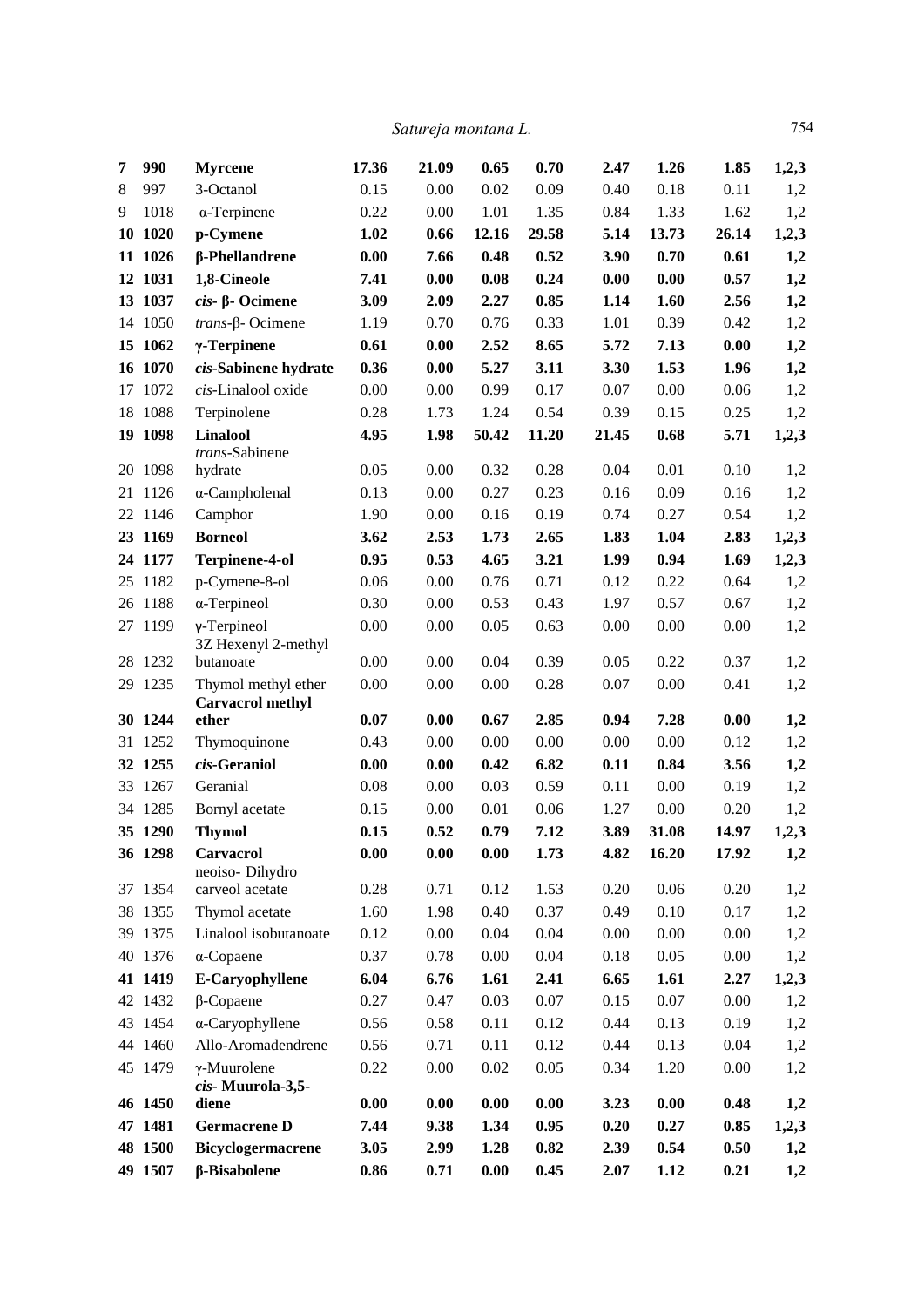| | | | | | | | | | |
|---|---|---|---|---|---|---|---|---|---|
| **7** | **990** | **Myrcene** | **17.36** | **21.09** | **0.65** | **0.70** | **2.47** | **1.26** | **1.85** | **1,2,3** |
| 8 | 997 | 3-Octanol | 0.15 | 0.00 | 0.02 | 0.09 | 0.40 | 0.18 | 0.11 | 1,2 |
| 9 | 1018 | α-Terpinene | 0.22 | 0.00 | 1.01 | 1.35 | 0.84 | 1.33 | 1.62 | 1,2 |
| **10** | **1020** | **p-Cymene** | **1.02** | **0.66** | **12.16** | **29.58** | **5.14** | **13.73** | **26.14** | **1,2,3** |
| **11** | **1026** | **β-Phellandrene** | **0.00** | **7.66** | **0.48** | **0.52** | **3.90** | **0.70** | **0.61** | **1,2** |
| **12** | **1031** | **1,8-Cineole** | **7.41** | **0.00** | **0.08** | **0.24** | **0.00** | **0.00** | **0.57** | **1,2** |
| **13** | **1037** | ***cis*- β- Ocimene** | **3.09** | **2.09** | **2.27** | **0.85** | **1.14** | **1.60** | **2.56** | **1,2** |
| 14 | 1050 | *trans*-β- Ocimene | 1.19 | 0.70 | 0.76 | 0.33 | 1.01 | 0.39 | 0.42 | 1,2 |
| **15** | **1062** | **γ-Terpinene** | **0.61** | **0.00** | **2.52** | **8.65** | **5.72** | **7.13** | **0.00** | **1,2** |
| **16** | **1070** | ***cis*-Sabinene hydrate** | **0.36** | **0.00** | **5.27** | **3.11** | **3.30** | **1.53** | **1.96** | **1,2** |
| 17 | 1072 | *cis*-Linalool oxide | 0.00 | 0.00 | 0.99 | 0.17 | 0.07 | 0.00 | 0.06 | 1,2 |
| 18 | 1088 | Terpinolene | 0.28 | 1.73 | 1.24 | 0.54 | 0.39 | 0.15 | 0.25 | 1,2 |
| **19** | **1098** | **Linalool** | **4.95** | **1.98** | **50.42** | **11.20** | **21.45** | **0.68** | **5.71** | **1,2,3** |
| 20 | 1098 | *trans*-Sabinene hydrate | 0.05 | 0.00 | 0.32 | 0.28 | 0.04 | 0.01 | 0.10 | 1,2 |
| 21 | 1126 | α-Campholenal | 0.13 | 0.00 | 0.27 | 0.23 | 0.16 | 0.09 | 0.16 | 1,2 |
| 22 | 1146 | Camphor | 1.90 | 0.00 | 0.16 | 0.19 | 0.74 | 0.27 | 0.54 | 1,2 |
| **23** | **1169** | **Borneol** | **3.62** | **2.53** | **1.73** | **2.65** | **1.83** | **1.04** | **2.83** | **1,2,3** |
| **24** | **1177** | **Terpinene-4-ol** | **0.95** | **0.53** | **4.65** | **3.21** | **1.99** | **0.94** | **1.69** | **1,2,3** |
| 25 | 1182 | p-Cymene-8-ol | 0.06 | 0.00 | 0.76 | 0.71 | 0.12 | 0.22 | 0.64 | 1,2 |
| 26 | 1188 | α-Terpineol | 0.30 | 0.00 | 0.53 | 0.43 | 1.97 | 0.57 | 0.67 | 1,2 |
| 27 | 1199 | γ-Terpineol | 0.00 | 0.00 | 0.05 | 0.63 | 0.00 | 0.00 | 0.00 | 1,2 |
| 28 | 1232 | 3Z Hexenyl 2-methyl butanoate | 0.00 | 0.00 | 0.04 | 0.39 | 0.05 | 0.22 | 0.37 | 1,2 |
| 29 | 1235 | Thymol methyl ether | 0.00 | 0.00 | 0.00 | 0.28 | 0.07 | 0.00 | 0.41 | 1,2 |
| **30** | **1244** | **Carvacrol methyl ether** | **0.07** | **0.00** | **0.67** | **2.85** | **0.94** | **7.28** | **0.00** | **1,2** |
| 31 | 1252 | Thymoquinone | 0.43 | 0.00 | 0.00 | 0.00 | 0.00 | 0.00 | 0.12 | 1,2 |
| **32** | **1255** | ***cis*-Geraniol** | **0.00** | **0.00** | **0.42** | **6.82** | **0.11** | **0.84** | **3.56** | **1,2** |
| 33 | 1267 | Geranial | 0.08 | 0.00 | 0.03 | 0.59 | 0.11 | 0.00 | 0.19 | 1,2 |
| 34 | 1285 | Bornyl acetate | 0.15 | 0.00 | 0.01 | 0.06 | 1.27 | 0.00 | 0.20 | 1,2 |
| **35** | **1290** | **Thymol** | **0.15** | **0.52** | **0.79** | **7.12** | **3.89** | **31.08** | **14.97** | **1,2,3** |
| **36** | **1298** | **Carvacrol** | **0.00** | **0.00** | **0.00** | **1.73** | **4.82** | **16.20** | **17.92** | **1,2** |
| 37 | 1354 | neoiso- Dihydro carveol acetate | 0.28 | 0.71 | 0.12 | 1.53 | 0.20 | 0.06 | 0.20 | 1,2 |
| 38 | 1355 | Thymol acetate | 1.60 | 1.98 | 0.40 | 0.37 | 0.49 | 0.10 | 0.17 | 1,2 |
| 39 | 1375 | Linalool isobutanoate | 0.12 | 0.00 | 0.04 | 0.04 | 0.00 | 0.00 | 0.00 | 1,2 |
| 40 | 1376 | α-Copaene | 0.37 | 0.78 | 0.00 | 0.04 | 0.18 | 0.05 | 0.00 | 1,2 |
| **41** | **1419** | **E-Caryophyllene** | **6.04** | **6.76** | **1.61** | **2.41** | **6.65** | **1.61** | **2.27** | **1,2,3** |
| 42 | 1432 | β-Copaene | 0.27 | 0.47 | 0.03 | 0.07 | 0.15 | 0.07 | 0.00 | 1,2 |
| 43 | 1454 | α-Caryophyllene | 0.56 | 0.58 | 0.11 | 0.12 | 0.44 | 0.13 | 0.19 | 1,2 |
| 44 | 1460 | Allo-Aromadendrene | 0.56 | 0.71 | 0.11 | 0.12 | 0.44 | 0.13 | 0.04 | 1,2 |
| 45 | 1479 | γ-Muurolene | 0.22 | 0.00 | 0.02 | 0.05 | 0.34 | 1.20 | 0.00 | 1,2 |
| **46** | **1450** | ***cis*- Muurola-3,5-diene** | **0.00** | **0.00** | **0.00** | **0.00** | **3.23** | **0.00** | **0.48** | **1,2** |
| **47** | **1481** | **Germacrene D** | **7.44** | **9.38** | **1.34** | **0.95** | **0.20** | **0.27** | **0.85** | **1,2,3** |
| **48** | **1500** | **Bicyclogermacrene** | **3.05** | **2.99** | **1.28** | **0.82** | **2.39** | **0.54** | **0.50** | **1,2** |
| **49** | **1507** | **β-Bisabolene** | **0.86** | **0.71** | **0.00** | **0.45** | **2.07** | **1.12** | **0.21** | **1,2** |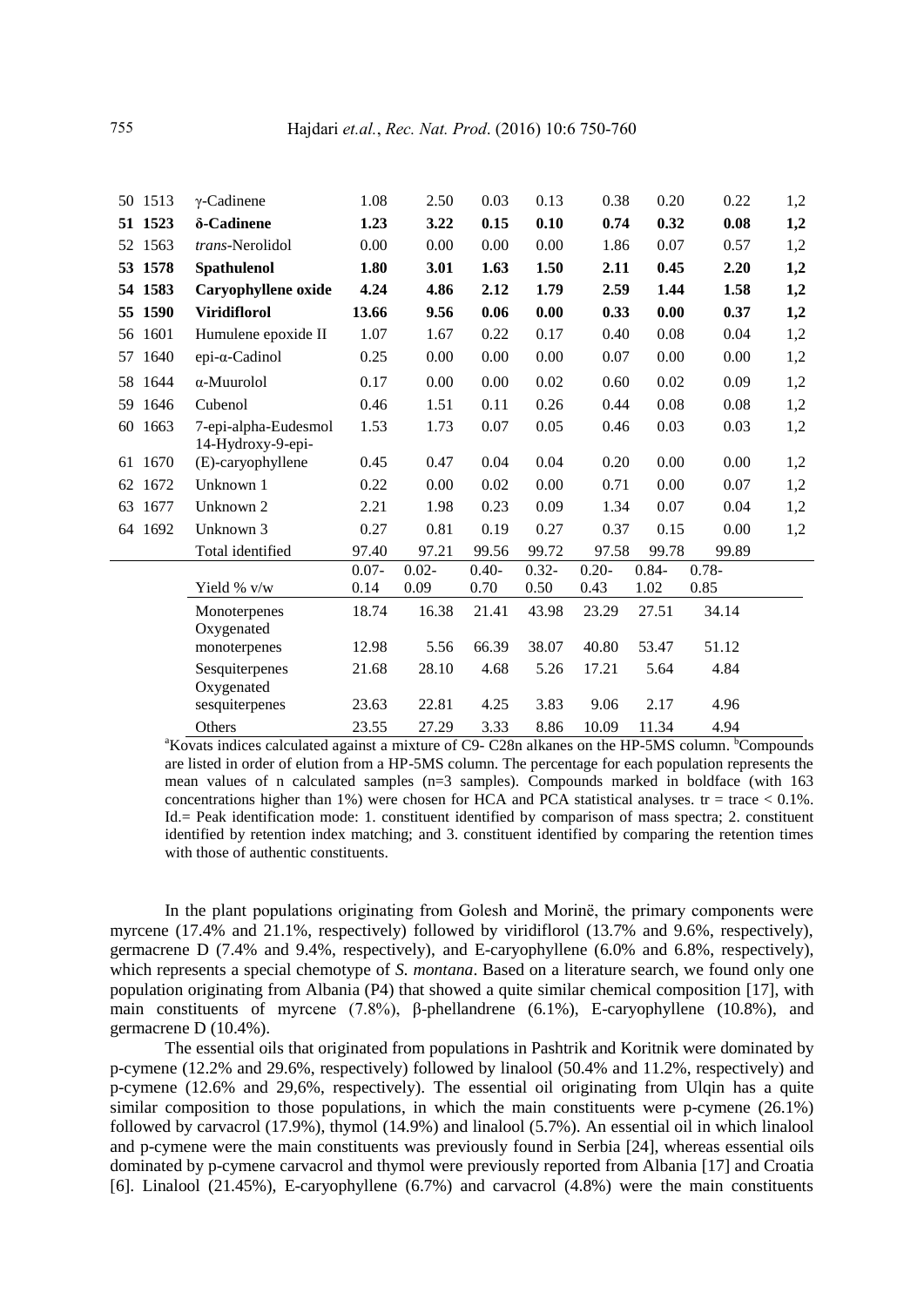| | | | | | | | | | | |
|---|---|---|---|---|---|---|---|---|---|---|
| 50 | 1513 | γ-Cadinene | 1.08 | 2.50 | 0.03 | 0.13 | 0.38 | 0.20 | 0.22 | 1,2 |
| **51** | **1523** | **δ-Cadinene** | **1.23** | **3.22** | **0.15** | **0.10** | **0.74** | **0.32** | **0.08** | **1,2** |
| 52 | 1563 | *trans*-Nerolidol | 0.00 | 0.00 | 0.00 | 0.00 | 1.86 | 0.07 | 0.57 | 1,2 |
| **53** | **1578** | **Spathulenol** | **1.80** | **3.01** | **1.63** | **1.50** | **2.11** | **0.45** | **2.20** | **1,2** |
| **54** | **1583** | **Caryophyllene oxide** | **4.24** | **4.86** | **2.12** | **1.79** | **2.59** | **1.44** | **1.58** | **1,2** |
| **55** | **1590** | **Viridiflorol** | **13.66** | **9.56** | **0.06** | **0.00** | **0.33** | **0.00** | **0.37** | **1,2** |
| 56 | 1601 | Humulene epoxide II | 1.07 | 1.67 | 0.22 | 0.17 | 0.40 | 0.08 | 0.04 | 1,2 |
| 57 | 1640 | epi-α-Cadinol | 0.25 | 0.00 | 0.00 | 0.00 | 0.07 | 0.00 | 0.00 | 1,2 |
| 58 | 1644 | α-Muurolol | 0.17 | 0.00 | 0.00 | 0.02 | 0.60 | 0.02 | 0.09 | 1,2 |
| 59 | 1646 | Cubenol | 0.46 | 1.51 | 0.11 | 0.26 | 0.44 | 0.08 | 0.08 | 1,2 |
| 60 | 1663 | 7-epi-alpha-Eudesmol | 1.53 | 1.73 | 0.07 | 0.05 | 0.46 | 0.03 | 0.03 | 1,2 |
| 61 | 1670 | 14-Hydroxy-9-epi-(E)-caryophyllene | 0.45 | 0.47 | 0.04 | 0.04 | 0.20 | 0.00 | 0.00 | 1,2 |
| 62 | 1672 | Unknown 1 | 0.22 | 0.00 | 0.02 | 0.00 | 0.71 | 0.00 | 0.07 | 1,2 |
| 63 | 1677 | Unknown 2 | 2.21 | 1.98 | 0.23 | 0.09 | 1.34 | 0.07 | 0.04 | 1,2 |
| 64 | 1692 | Unknown 3 | 0.27 | 0.81 | 0.19 | 0.27 | 0.37 | 0.15 | 0.00 | 1,2 |
| | | Total identified | 97.40 | 97.21 | 99.56 | 99.72 | 97.58 | 99.78 | 99.89 | |
| | | Yield % v/w | 0.07-0.14 | 0.02-0.09 | 0.40-0.70 | 0.32-0.50 | 0.20-0.43 | 0.84-1.02 | 0.78-0.85 | |
| | | Monoterpenes | 18.74 | 16.38 | 21.41 | 43.98 | 23.29 | 27.51 | 34.14 | |
| | | Oxygenated monoterpenes | 12.98 | 5.56 | 66.39 | 38.07 | 40.80 | 53.47 | 51.12 | |
| | | Sesquiterpenes | 21.68 | 28.10 | 4.68 | 5.26 | 17.21 | 5.64 | 4.84 | |
| | | Oxygenated sesquiterpenes | 23.63 | 22.81 | 4.25 | 3.83 | 9.06 | 2.17 | 4.96 | |
| | | Others | 23.55 | 27.29 | 3.33 | 8.86 | 10.09 | 11.34 | 4.94 | |

[a]Kovats indices calculated against a mixture of C9- C28n alkanes on the HP-5MS column. [b]Compounds are listed in order of elution from a HP-5MS column. The percentage for each population represents the mean values of n calculated samples (n=3 samples). Compounds marked in boldface (with 163 concentrations higher than 1%) were chosen for HCA and PCA statistical analyses. tr = trace < 0.1%. Id.= Peak identification mode: 1. constituent identified by comparison of mass spectra; 2. constituent identified by retention index matching; and 3. constituent identified by comparing the retention times with those of authentic constituents.

In the plant populations originating from Golesh and Morinë, the primary components were myrcene (17.4% and 21.1%, respectively) followed by viridiflorol (13.7% and 9.6%, respectively), germacrene D (7.4% and 9.4%, respectively), and E-caryophyllene (6.0% and 6.8%, respectively), which represents a special chemotype of *S. montana*. Based on a literature search, we found only one population originating from Albania (P4) that showed a quite similar chemical composition [17], with main constituents of myrcene (7.8%), β-phellandrene (6.1%), E-caryophyllene (10.8%), and germacrene D (10.4%).

The essential oils that originated from populations in Pashtrik and Koritnik were dominated by p-cymene (12.2% and 29.6%, respectively) followed by linalool (50.4% and 11.2%, respectively) and p-cymene (12.6% and 29,6%, respectively). The essential oil originating from Ulqin has a quite similar composition to those populations, in which the main constituents were p-cymene (26.1%) followed by carvacrol (17.9%), thymol (14.9%) and linalool (5.7%). An essential oil in which linalool and p-cymene were the main constituents was previously found in Serbia [24], whereas essential oils dominated by p-cymene carvacrol and thymol were previously reported from Albania [17] and Croatia [6]. Linalool (21.45%), E-caryophyllene (6.7%) and carvacrol (4.8%) were the main constituents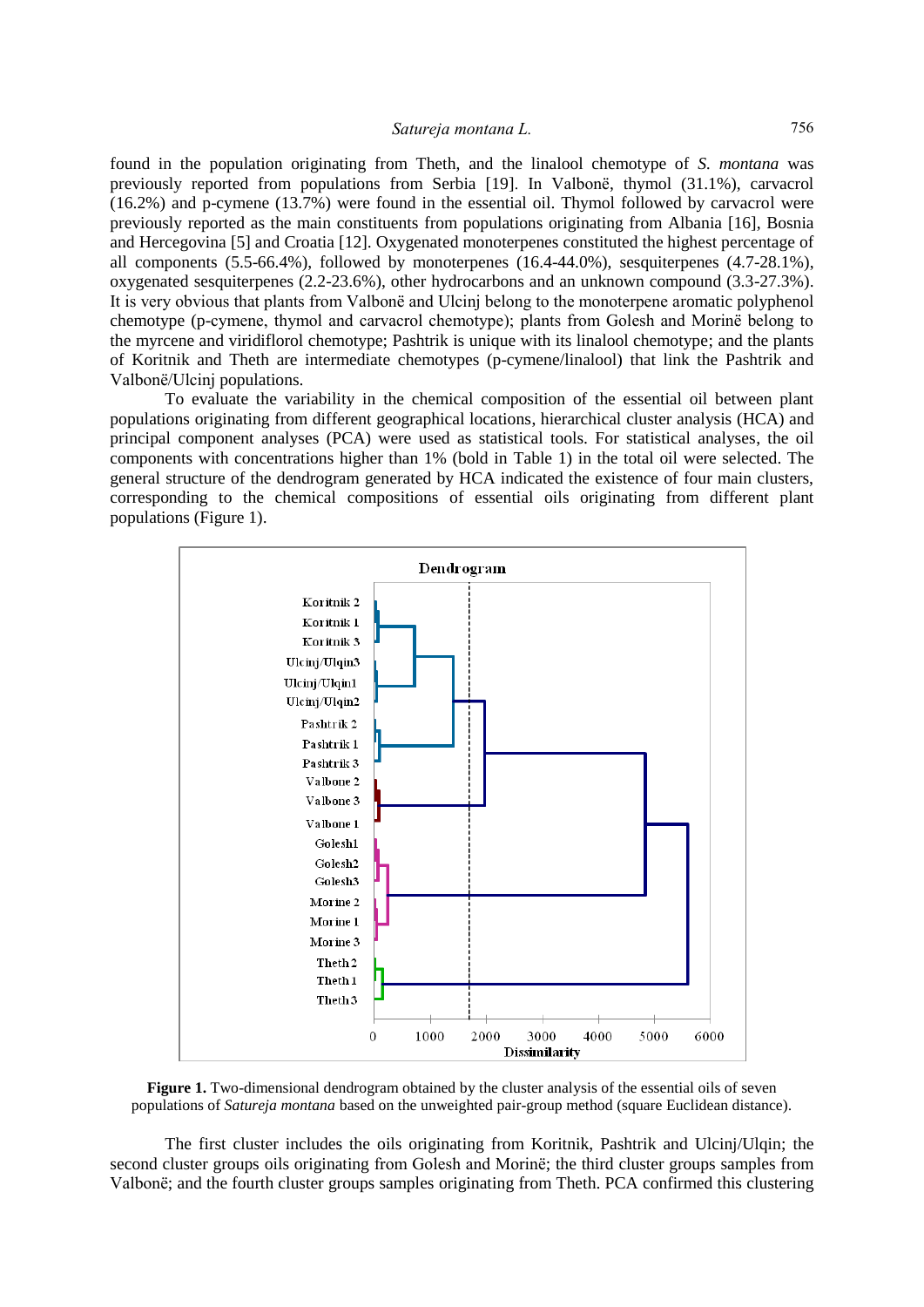found in the population originating from Theth, and the linalool chemotype of *S. montana* was previously reported from populations from Serbia [19]. In Valbonë, thymol (31.1%), carvacrol (16.2%) and p-cymene (13.7%) were found in the essential oil. Thymol followed by carvacrol were previously reported as the main constituents from populations originating from Albania [16], Bosnia and Hercegovina [5] and Croatia [12]. Oxygenated monoterpenes constituted the highest percentage of all components (5.5-66.4%), followed by monoterpenes (16.4-44.0%), sesquiterpenes (4.7-28.1%), oxygenated sesquiterpenes (2.2-23.6%), other hydrocarbons and an unknown compound (3.3-27.3%). It is very obvious that plants from Valbonë and Ulcinj belong to the monoterpene aromatic polyphenol chemotype (p-cymene, thymol and carvacrol chemotype); plants from Golesh and Morinë belong to the myrcene and viridiflorol chemotype; Pashtrik is unique with its linalool chemotype; and the plants of Koritnik and Theth are intermediate chemotypes (p-cymene/linalool) that link the Pashtrik and Valbonë/Ulcinj populations.

To evaluate the variability in the chemical composition of the essential oil between plant populations originating from different geographical locations, hierarchical cluster analysis (HCA) and principal component analyses (PCA) were used as statistical tools. For statistical analyses, the oil components with concentrations higher than 1% (bold in Table 1) in the total oil were selected. The general structure of the dendrogram generated by HCA indicated the existence of four main clusters, corresponding to the chemical compositions of essential oils originating from different plant populations (Figure 1).

**Figure 1.** Two-dimensional dendrogram obtained by the cluster analysis of the essential oils of seven populations of *Satureja montana* based on the unweighted pair-group method (square Euclidean distance).

The first cluster includes the oils originating from Koritnik, Pashtrik and Ulcinj/Ulqin; the second cluster groups oils originating from Golesh and Morinë; the third cluster groups samples from Valbonë; and the fourth cluster groups samples originating from Theth. PCA confirmed this clustering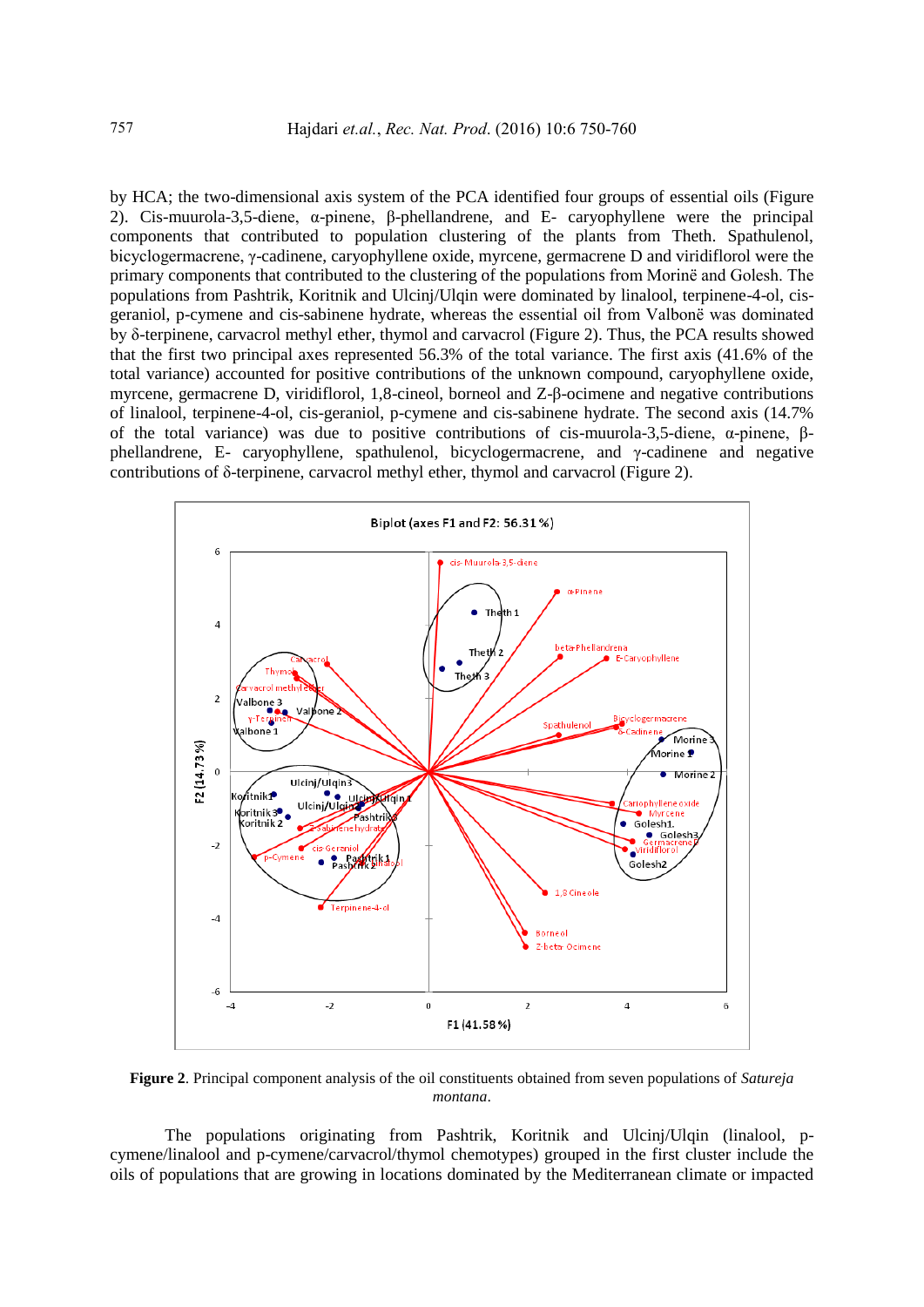by HCA; the two-dimensional axis system of the PCA identified four groups of essential oils (Figure 2). Cis-muurola-3,5-diene, α-pinene, β-phellandrene, and E- caryophyllene were the principal components that contributed to population clustering of the plants from Theth. Spathulenol, bicyclogermacrene, γ-cadinene, caryophyllene oxide, myrcene, germacrene D and viridiflorol were the primary components that contributed to the clustering of the populations from Morinë and Golesh. The populations from Pashtrik, Koritnik and Ulcinj/Ulqin were dominated by linalool, terpinene-4-ol, cis-geraniol, p-cymene and cis-sabinene hydrate, whereas the essential oil from Valbonë was dominated by δ-terpinene, carvacrol methyl ether, thymol and carvacrol (Figure 2). Thus, the PCA results showed that the first two principal axes represented 56.3% of the total variance. The first axis (41.6% of the total variance) accounted for positive contributions of the unknown compound, caryophyllene oxide, myrcene, germacrene D, viridiflorol, 1,8-cineol, borneol and Z-β-ocimene and negative contributions of linalool, terpinene-4-ol, cis-geraniol, p-cymene and cis-sabinene hydrate. The second axis (14.7% of the total variance) was due to positive contributions of cis-muurola-3,5-diene, α-pinene, β-phellandrene, E- caryophyllene, spathulenol, bicyclogermacrene, and γ-cadinene and negative contributions of δ-terpinene, carvacrol methyl ether, thymol and carvacrol (Figure 2).

**Figure 2**. Principal component analysis of the oil constituents obtained from seven populations of *Satureja montana*.

The populations originating from Pashtrik, Koritnik and Ulcinj/Ulqin (linalool, p-cymene/linalool and p-cymene/carvacrol/thymol chemotypes) grouped in the first cluster include the oils of populations that are growing in locations dominated by the Mediterranean climate or impacted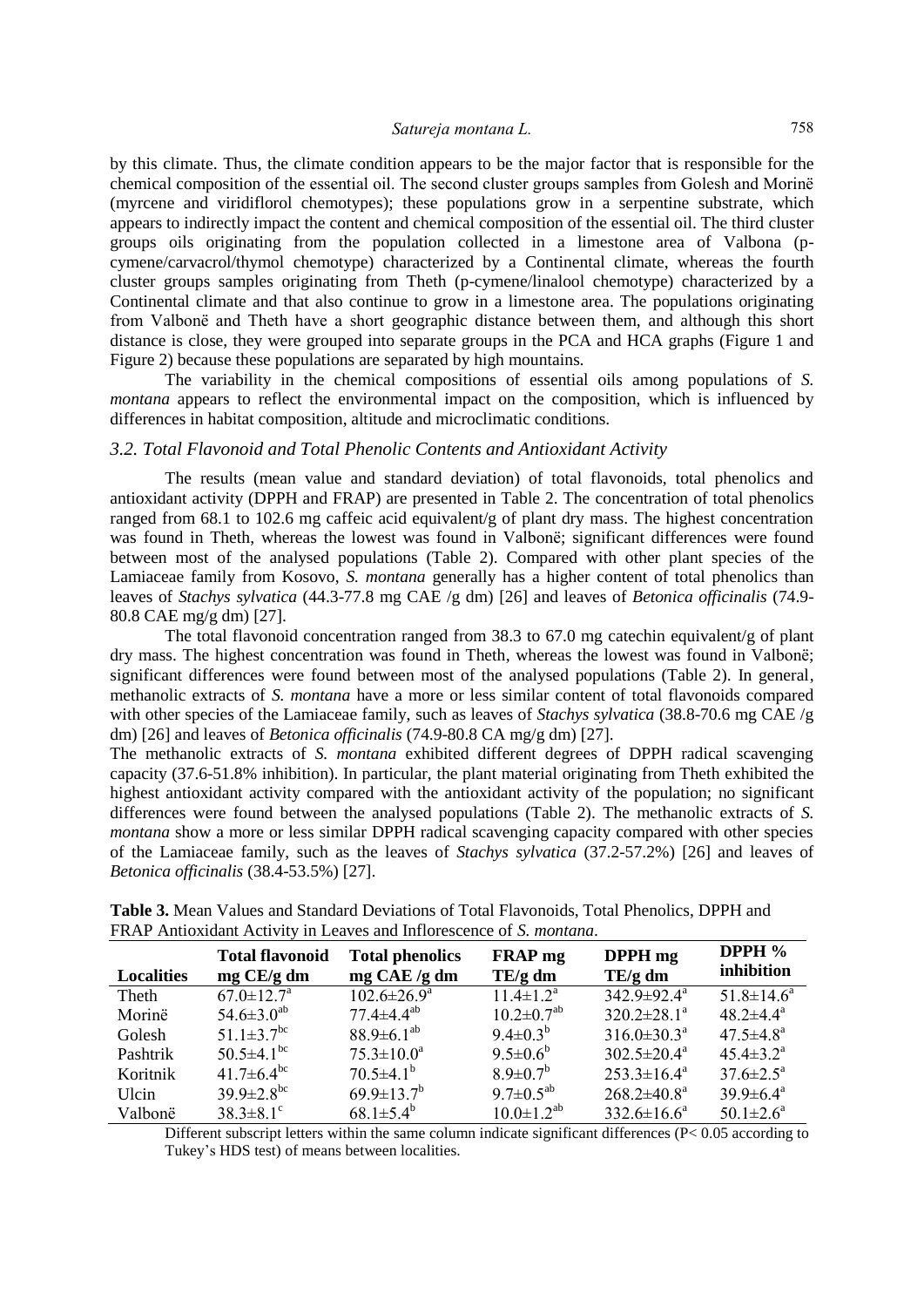by this climate. Thus, the climate condition appears to be the major factor that is responsible for the chemical composition of the essential oil. The second cluster groups samples from Golesh and Morinë (myrcene and viridiflorol chemotypes); these populations grow in a serpentine substrate, which appears to indirectly impact the content and chemical composition of the essential oil. The third cluster groups oils originating from the population collected in a limestone area of Valbona (p-cymene/carvacrol/thymol chemotype) characterized by a Continental climate, whereas the fourth cluster groups samples originating from Theth (p-cymene/linalool chemotype) characterized by a Continental climate and that also continue to grow in a limestone area. The populations originating from Valbonë and Theth have a short geographic distance between them, and although this short distance is close, they were grouped into separate groups in the PCA and HCA graphs (Figure 1 and Figure 2) because these populations are separated by high mountains.

The variability in the chemical compositions of essential oils among populations of *S. montana* appears to reflect the environmental impact on the composition, which is influenced by differences in habitat composition, altitude and microclimatic conditions.

### *3.2. Total Flavonoid and Total Phenolic Contents and Antioxidant Activity*

The results (mean value and standard deviation) of total flavonoids, total phenolics and antioxidant activity (DPPH and FRAP) are presented in Table 2. The concentration of total phenolics ranged from 68.1 to 102.6 mg caffeic acid equivalent/g of plant dry mass. The highest concentration was found in Theth, whereas the lowest was found in Valbonë; significant differences were found between most of the analysed populations (Table 2). Compared with other plant species of the Lamiaceae family from Kosovo, *S. montana* generally has a higher content of total phenolics than leaves of *Stachys sylvatica* (44.3-77.8 mg CAE /g dm) [26] and leaves of *Betonica officinalis* (74.9-80.8 CAE mg/g dm) [27].

The total flavonoid concentration ranged from 38.3 to 67.0 mg catechin equivalent/g of plant dry mass. The highest concentration was found in Theth, whereas the lowest was found in Valbonë; significant differences were found between most of the analysed populations (Table 2). In general, methanolic extracts of *S. montana* have a more or less similar content of total flavonoids compared with other species of the Lamiaceae family, such as leaves of *Stachys sylvatica* (38.8-70.6 mg CAE /g dm) [26] and leaves of *Betonica officinalis* (74.9-80.8 CA mg/g dm) [27].

The methanolic extracts of *S. montana* exhibited different degrees of DPPH radical scavenging capacity (37.6-51.8% inhibition). In particular, the plant material originating from Theth exhibited the highest antioxidant activity compared with the antioxidant activity of the population; no significant differences were found between the analysed populations (Table 2). The methanolic extracts of *S. montana* show a more or less similar DPPH radical scavenging capacity compared with other species of the Lamiaceae family, such as the leaves of *Stachys sylvatica* (37.2-57.2%) [26] and leaves of *Betonica officinalis* (38.4-53.5%) [27].

**Table 3.** Mean Values and Standard Deviations of Total Flavonoids, Total Phenolics, DPPH and FRAP Antioxidant Activity in Leaves and Inflorescence of *S. montana*.

| Localities | Total flavonoid mg CE/g dm | Total phenolics mg CAE /g dm | FRAP mg TE/g dm | DPPH mg TE/g dm | DPPH % inhibition |
|---|---|---|---|---|---|
| Theth | 67.0±12.7[a] | 102.6±26.9[a] | 11.4±1.2[a] | 342.9±92.4[a] | 51.8±14.6[a] |
| Morinë | 54.6±3.0[ab] | 77.4±4.4[ab] | 10.2±0.7[ab] | 320.2±28.1[a] | 48.2±4.4[a] |
| Golesh | 51.1±3.7[bc] | 88.9±6.1[ab] | 9.4±0.3[b] | 316.0±30.3[a] | 47.5±4.8[a] |
| Pashtrik | 50.5±4.1[bc] | 75.3±10.0[a] | 9.5±0.6[b] | 302.5±20.4[a] | 45.4±3.2[a] |
| Koritnik | 41.7±6.4[bc] | 70.5±4.1[b] | 8.9±0.7[b] | 253.3±16.4[a] | 37.6±2.5[a] |
| Ulcin | 39.9±2.8[bc] | 69.9±13.7[b] | 9.7±0.5[ab] | 268.2±40.8[a] | 39.9±6.4[a] |
| Valbonë | 38.3±8.1[c] | 68.1±5.4[b] | 10.0±1.2[ab] | 332.6±16.6[a] | 50.1±2.6[a] |

Different subscript letters within the same column indicate significant differences (P< 0.05 according to Tukey's HDS test) of means between localities.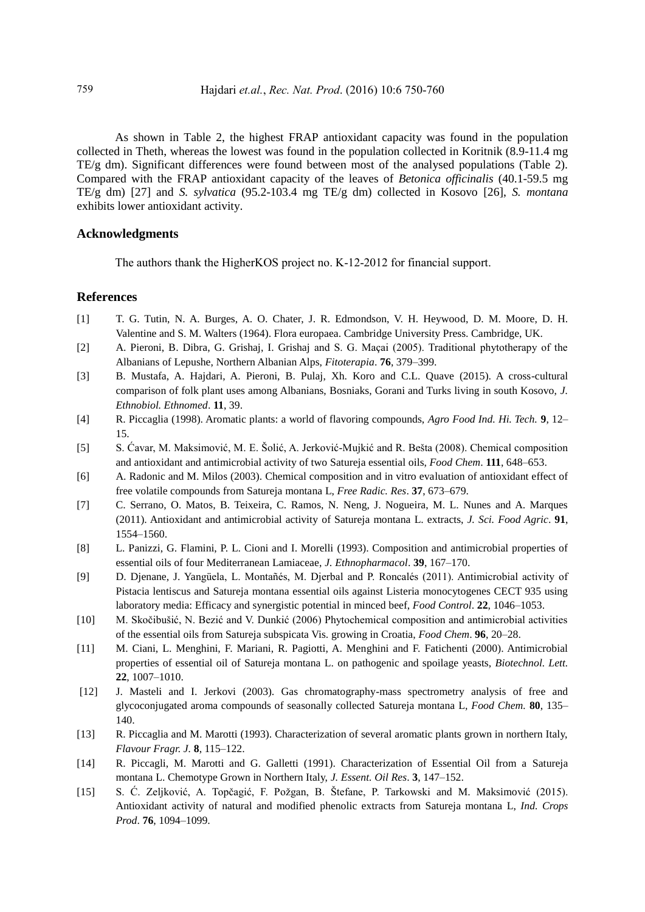As shown in Table 2, the highest FRAP antioxidant capacity was found in the population collected in Theth, whereas the lowest was found in the population collected in Koritnik (8.9-11.4 mg TE/g dm). Significant differences were found between most of the analysed populations (Table 2). Compared with the FRAP antioxidant capacity of the leaves of *Betonica officinalis* (40.1-59.5 mg TE/g dm) [27] and *S. sylvatica* (95.2-103.4 mg TE/g dm) collected in Kosovo [26], *S. montana* exhibits lower antioxidant activity.

## Acknowledgments

The authors thank the HigherKOS project no. K-12-2012 for financial support.

## References

[1] T. G. Tutin, N. A. Burges, A. O. Chater, J. R. Edmondson, V. H. Heywood, D. M. Moore, D. H. Valentine and S. M. Walters (1964). Flora europaea. Cambridge University Press. Cambridge, UK.

[2] A. Pieroni, B. Dibra, G. Grishaj, I. Grishaj and S. G. Maçai (2005). Traditional phytotherapy of the Albanians of Lepushe, Northern Albanian Alps, *Fitoterapia*. **76**, 379–399.

[3] B. Mustafa, A. Hajdari, A. Pieroni, B. Pulaj, Xh. Koro and C.L. Quave (2015). A cross-cultural comparison of folk plant uses among Albanians, Bosniaks, Gorani and Turks living in south Kosovo, *J. Ethnobiol. Ethnomed*. **11**, 39.

[4] R. Piccaglia (1998). Aromatic plants: a world of flavoring compounds, *Agro Food Ind. Hi. Tech.* **9**, 12–15.

[5] S. Ćavar, M. Maksimović, M. E. Šolić, A. Jerković-Mujkić and R. Bešta (2008). Chemical composition and antioxidant and antimicrobial activity of two Satureja essential oils, *Food Chem*. **111**, 648–653.

[6] A. Radonic and M. Milos (2003). Chemical composition and in vitro evaluation of antioxidant effect of free volatile compounds from Satureja montana L, *Free Radic. Res*. **37**, 673–679.

[7] C. Serrano, O. Matos, B. Teixeira, C. Ramos, N. Neng, J. Nogueira, M. L. Nunes and A. Marques (2011). Antioxidant and antimicrobial activity of Satureja montana L. extracts, *J. Sci. Food Agric*. **91**, 1554–1560.

[8] L. Panizzi, G. Flamini, P. L. Cioni and I. Morelli (1993). Composition and antimicrobial properties of essential oils of four Mediterranean Lamiaceae, *J. Ethnopharmacol*. **39**, 167–170.

[9] D. Djenane, J. Yangüela, L. Montañés, M. Djerbal and P. Roncalés (2011). Antimicrobial activity of Pistacia lentiscus and Satureja montana essential oils against Listeria monocytogenes CECT 935 using laboratory media: Efficacy and synergistic potential in minced beef, *Food Control*. **22**, 1046–1053.

[10] M. Skočibušić, N. Bezić and V. Dunkić (2006) Phytochemical composition and antimicrobial activities of the essential oils from Satureja subspicata Vis. growing in Croatia, *Food Chem*. **96**, 20–28.

[11] M. Ciani, L. Menghini, F. Mariani, R. Pagiotti, A. Menghini and F. Fatichenti (2000). Antimicrobial properties of essential oil of Satureja montana L. on pathogenic and spoilage yeasts, *Biotechnol. Lett.* **22**, 1007–1010.

[12] J. Masteli and I. Jerkovi (2003). Gas chromatography-mass spectrometry analysis of free and glycoconjugated aroma compounds of seasonally collected Satureja montana L, *Food Chem.* **80**, 135–140.

[13] R. Piccaglia and M. Marotti (1993). Characterization of several aromatic plants grown in northern Italy, *Flavour Fragr. J.* **8**, 115–122.

[14] R. Piccagli, M. Marotti and G. Galletti (1991). Characterization of Essential Oil from a Satureja montana L. Chemotype Grown in Northern Italy, *J. Essent. Oil Res*. **3**, 147–152.

[15] S. Ć. Zeljković, A. Topčagić, F. Požgan, B. Štefane, P. Tarkowski and M. Maksimović (2015). Antioxidant activity of natural and modified phenolic extracts from Satureja montana L, *Ind. Crops Prod*. **76**, 1094–1099.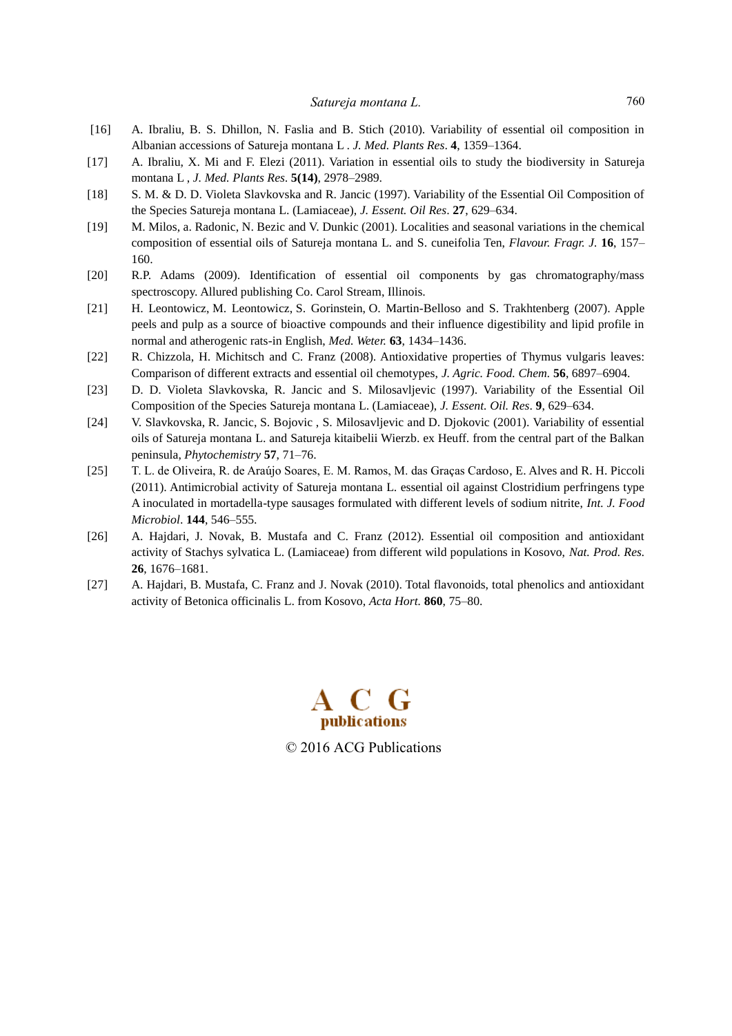[16] A. Ibraliu, B. S. Dhillon, N. Faslia and B. Stich (2010). Variability of essential oil composition in Albanian accessions of Satureja montana L . *J. Med. Plants Res*. **4**, 1359–1364.

[17] A. Ibraliu, X. Mi and F. Elezi (2011). Variation in essential oils to study the biodiversity in Satureja montana L , *J. Med. Plants Res*. **5(14)**, 2978–2989.

[18] S. M. & D. D. Violeta Slavkovska and R. Jancic (1997). Variability of the Essential Oil Composition of the Species Satureja montana L. (Lamiaceae), *J. Essent. Oil Res*. **27**, 629–634.

[19] M. Milos, a. Radonic, N. Bezic and V. Dunkic (2001). Localities and seasonal variations in the chemical composition of essential oils of Satureja montana L. and S. cuneifolia Ten, *Flavour. Fragr. J*. **16**, 157–160.

[20] R.P. Adams (2009). Identification of essential oil components by gas chromatography/mass spectroscopy. Allured publishing Co. Carol Stream, Illinois.

[21] H. Leontowicz, M. Leontowicz, S. Gorinstein, O. Martin-Belloso and S. Trakhtenberg (2007). Apple peels and pulp as a source of bioactive compounds and their influence digestibility and lipid profile in normal and atherogenic rats-in English, *Med. Weter.* **63**, 1434–1436.

[22] R. Chizzola, H. Michitsch and C. Franz (2008). Antioxidative properties of Thymus vulgaris leaves: Comparison of different extracts and essential oil chemotypes, *J. Agric. Food. Chem.* **56**, 6897–6904.

[23] D. D. Violeta Slavkovska, R. Jancic and S. Milosavljevic (1997). Variability of the Essential Oil Composition of the Species Satureja montana L. (Lamiaceae), *J. Essent. Oil. Res*. **9**, 629–634.

[24] V. Slavkovska, R. Jancic, S. Bojovic , S. Milosavljevic and D. Djokovic (2001). Variability of essential oils of Satureja montana L. and Satureja kitaibelii Wierzb. ex Heuff. from the central part of the Balkan peninsula, *Phytochemistry* **57**, 71–76.

[25] T. L. de Oliveira, R. de Araújo Soares, E. M. Ramos, M. das Graças Cardoso, E. Alves and R. H. Piccoli (2011). Antimicrobial activity of Satureja montana L. essential oil against Clostridium perfringens type A inoculated in mortadella-type sausages formulated with different levels of sodium nitrite, *Int. J. Food Microbiol*. **144**, 546–555.

[26] A. Hajdari, J. Novak, B. Mustafa and C. Franz (2012). Essential oil composition and antioxidant activity of Stachys sylvatica L. (Lamiaceae) from different wild populations in Kosovo, *Nat. Prod. Res.* **26**, 1676–1681.

[27] A. Hajdari, B. Mustafa, C. Franz and J. Novak (2010). Total flavonoids, total phenolics and antioxidant activity of Betonica officinalis L. from Kosovo, *Acta Hort.* **860**, 75–80.

A C G publications

© 2016 ACG Publications